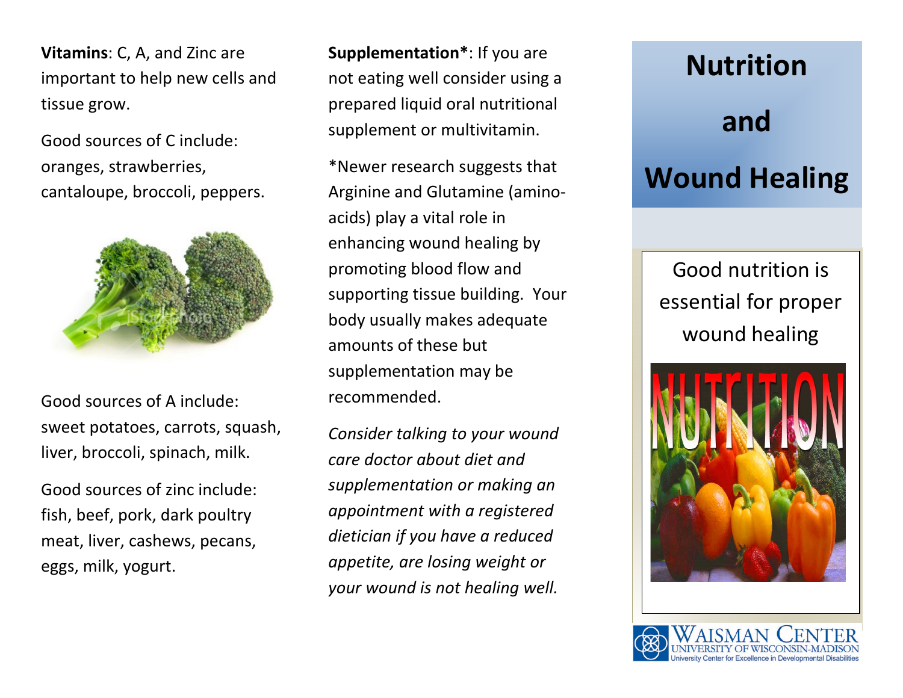**Vitamins**: C, A, and Zinc are important to help new cells and tissue grow.

Good sources of C include: oranges, strawberries, cantaloupe, broccoli, peppers.

Good sources of A include: sweet potatoes, carrots, squash, liver, broccoli, spinach, milk.

Good sources of zinc include: fish, beef, pork, dark poultry meat, liver, cashews, pecans, eggs, milk, yogurt.

**Supplementation***: If you are not eating well consider using a prepared liquid oral nutritional supplement or multivitamin.

*Newer research suggests that Arginine and Glutamine (amino-acids) play a vital role in enhancing wound healing by promoting blood flow and supporting tissue building. Your body usually makes adequate amounts of these but supplementation may be recommended.

*Consider talking to your wound care doctor about diet and supplementation or making an appointment with a registered dietician if you have a reduced appetite, are losing weight or your wound is not healing well.*

# Nutrition and Wound Healing

Good nutrition is essential for proper wound healing

Waisman Center
University of Wisconsin-Madison
University Center for Excellence in Developmental Disabilities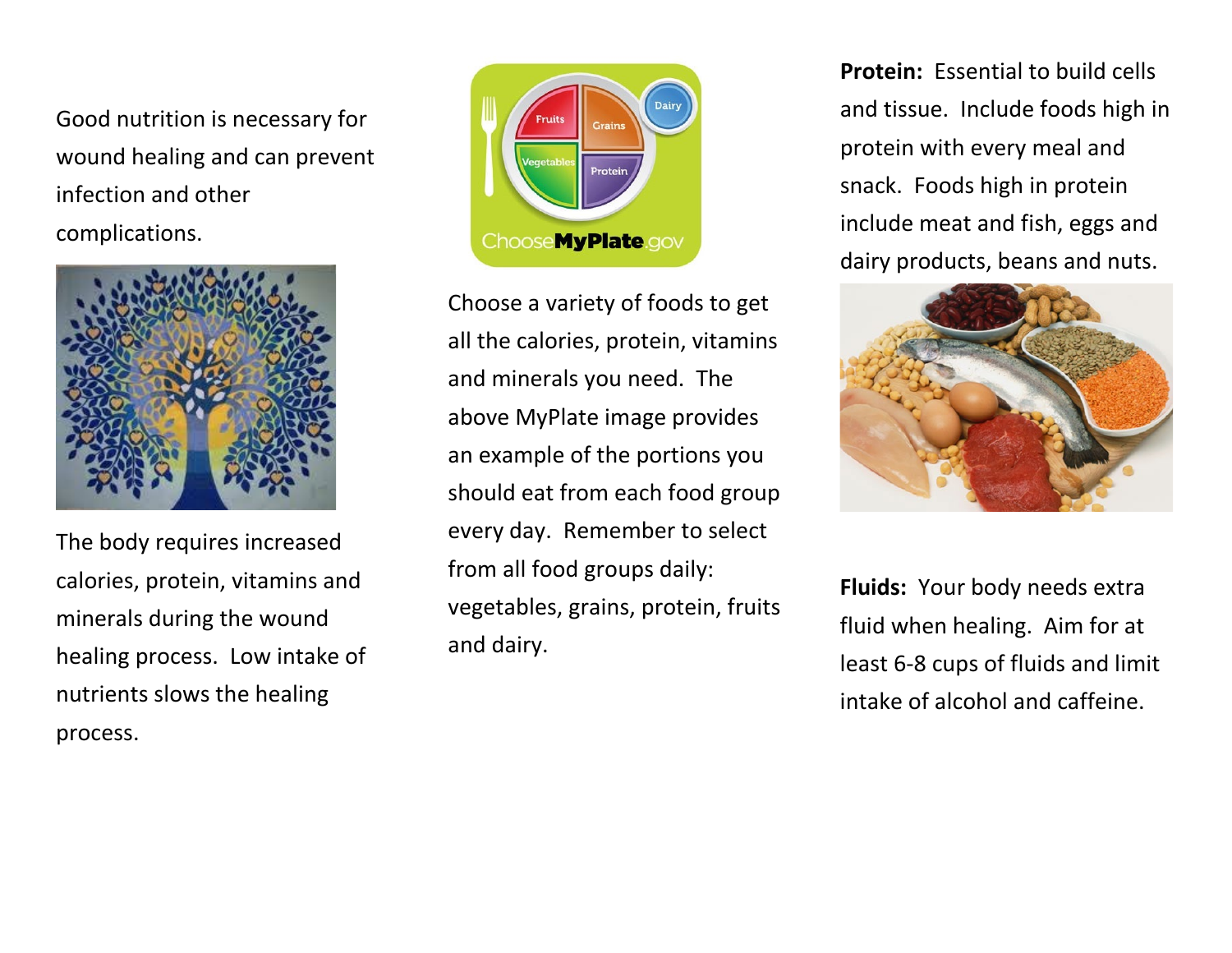Good nutrition is necessary for wound healing and can prevent infection and other complications.

The body requires increased calories, protein, vitamins and minerals during the wound healing process. Low intake of nutrients slows the healing process.

Choose a variety of foods to get all the calories, protein, vitamins and minerals you need. The above MyPlate image provides an example of the portions you should eat from each food group every day. Remember to select from all food groups daily: vegetables, grains, protein, fruits and dairy.

**Protein:** Essential to build cells and tissue. Include foods high in protein with every meal and snack. Foods high in protein include meat and fish, eggs and dairy products, beans and nuts.

**Fluids:** Your body needs extra fluid when healing. Aim for at least 6-8 cups of fluids and limit intake of alcohol and caffeine.